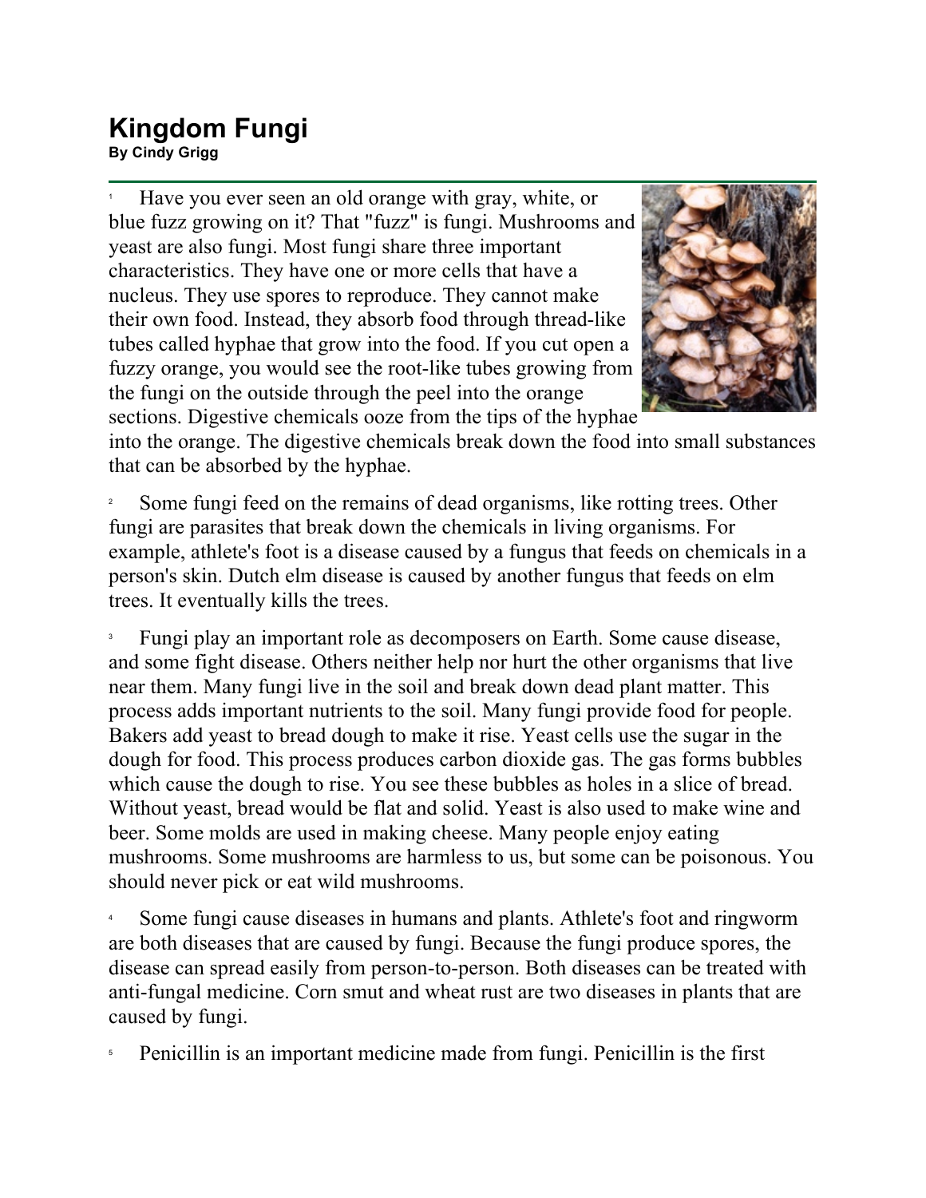# Kingdom Fungi

**By Cindy Grigg**

[1] Have you ever seen an old orange with gray, white, or blue fuzz growing on it? That "fuzz" is fungi. Mushrooms and yeast are also fungi. Most fungi share three important characteristics. They have one or more cells that have a nucleus. They use spores to reproduce. They cannot make their own food. Instead, they absorb food through thread-like tubes called hyphae that grow into the food. If you cut open a fuzzy orange, you would see the root-like tubes growing from the fungi on the outside through the peel into the orange sections. Digestive chemicals ooze from the tips of the hyphae into the orange. The digestive chemicals break down the food into small substances that can be absorbed by the hyphae.

[2] Some fungi feed on the remains of dead organisms, like rotting trees. Other fungi are parasites that break down the chemicals in living organisms. For example, athlete's foot is a disease caused by a fungus that feeds on chemicals in a person's skin. Dutch elm disease is caused by another fungus that feeds on elm trees. It eventually kills the trees.

[3] Fungi play an important role as decomposers on Earth. Some cause disease, and some fight disease. Others neither help nor hurt the other organisms that live near them. Many fungi live in the soil and break down dead plant matter. This process adds important nutrients to the soil. Many fungi provide food for people. Bakers add yeast to bread dough to make it rise. Yeast cells use the sugar in the dough for food. This process produces carbon dioxide gas. The gas forms bubbles which cause the dough to rise. You see these bubbles as holes in a slice of bread. Without yeast, bread would be flat and solid. Yeast is also used to make wine and beer. Some molds are used in making cheese. Many people enjoy eating mushrooms. Some mushrooms are harmless to us, but some can be poisonous. You should never pick or eat wild mushrooms.

[4] Some fungi cause diseases in humans and plants. Athlete's foot and ringworm are both diseases that are caused by fungi. Because the fungi produce spores, the disease can spread easily from person-to-person. Both diseases can be treated with anti-fungal medicine. Corn smut and wheat rust are two diseases in plants that are caused by fungi.

[5] Penicillin is an important medicine made from fungi. Penicillin is the first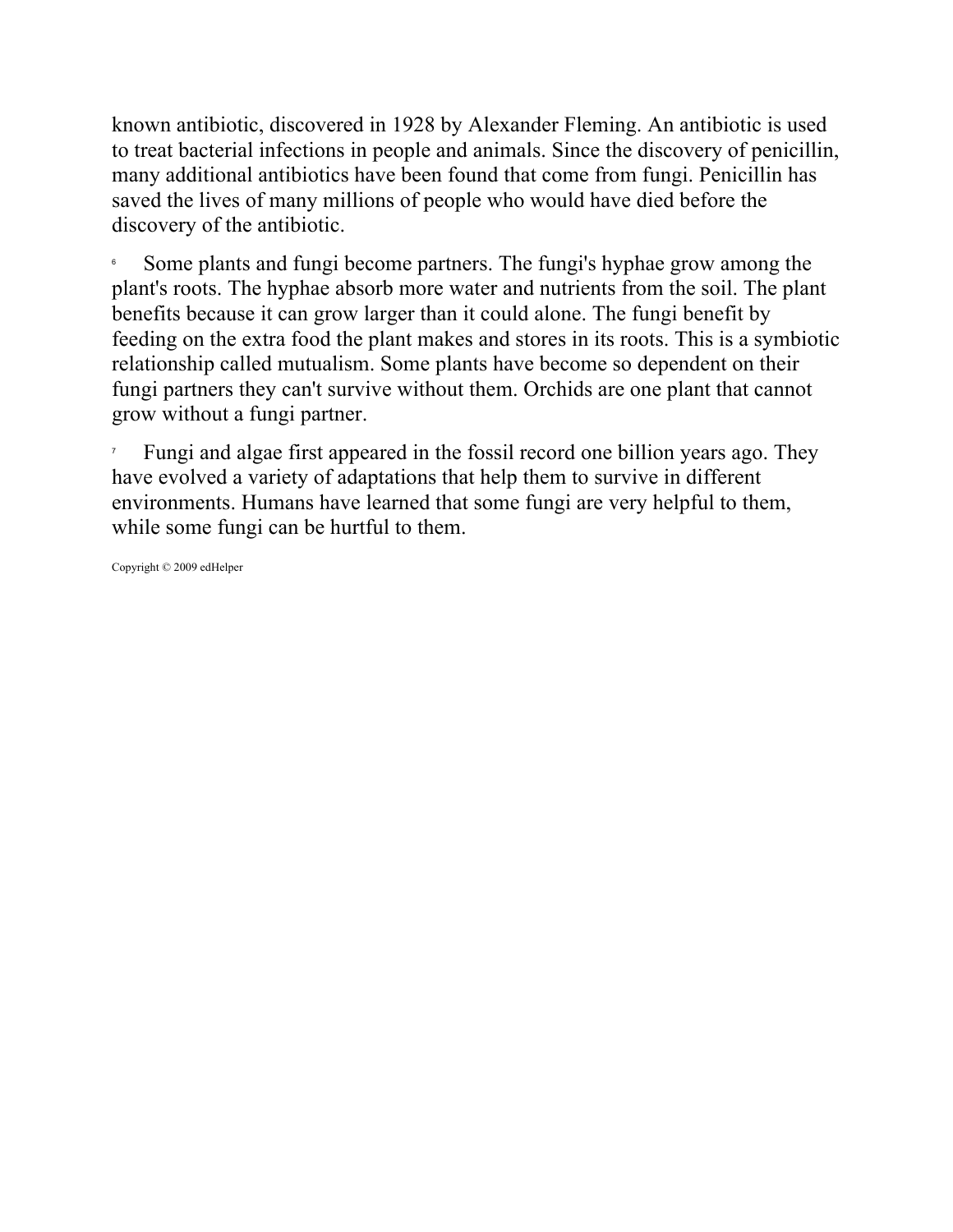known antibiotic, discovered in 1928 by Alexander Fleming. An antibiotic is used to treat bacterial infections in people and animals. Since the discovery of penicillin, many additional antibiotics have been found that come from fungi. Penicillin has saved the lives of many millions of people who would have died before the discovery of the antibiotic.

6 Some plants and fungi become partners. The fungi's hyphae grow among the plant's roots. The hyphae absorb more water and nutrients from the soil. The plant benefits because it can grow larger than it could alone. The fungi benefit by feeding on the extra food the plant makes and stores in its roots. This is a symbiotic relationship called mutualism. Some plants have become so dependent on their fungi partners they can't survive without them. Orchids are one plant that cannot grow without a fungi partner.

7 Fungi and algae first appeared in the fossil record one billion years ago. They have evolved a variety of adaptations that help them to survive in different environments. Humans have learned that some fungi are very helpful to them, while some fungi can be hurtful to them.

Copyright © 2009 edHelper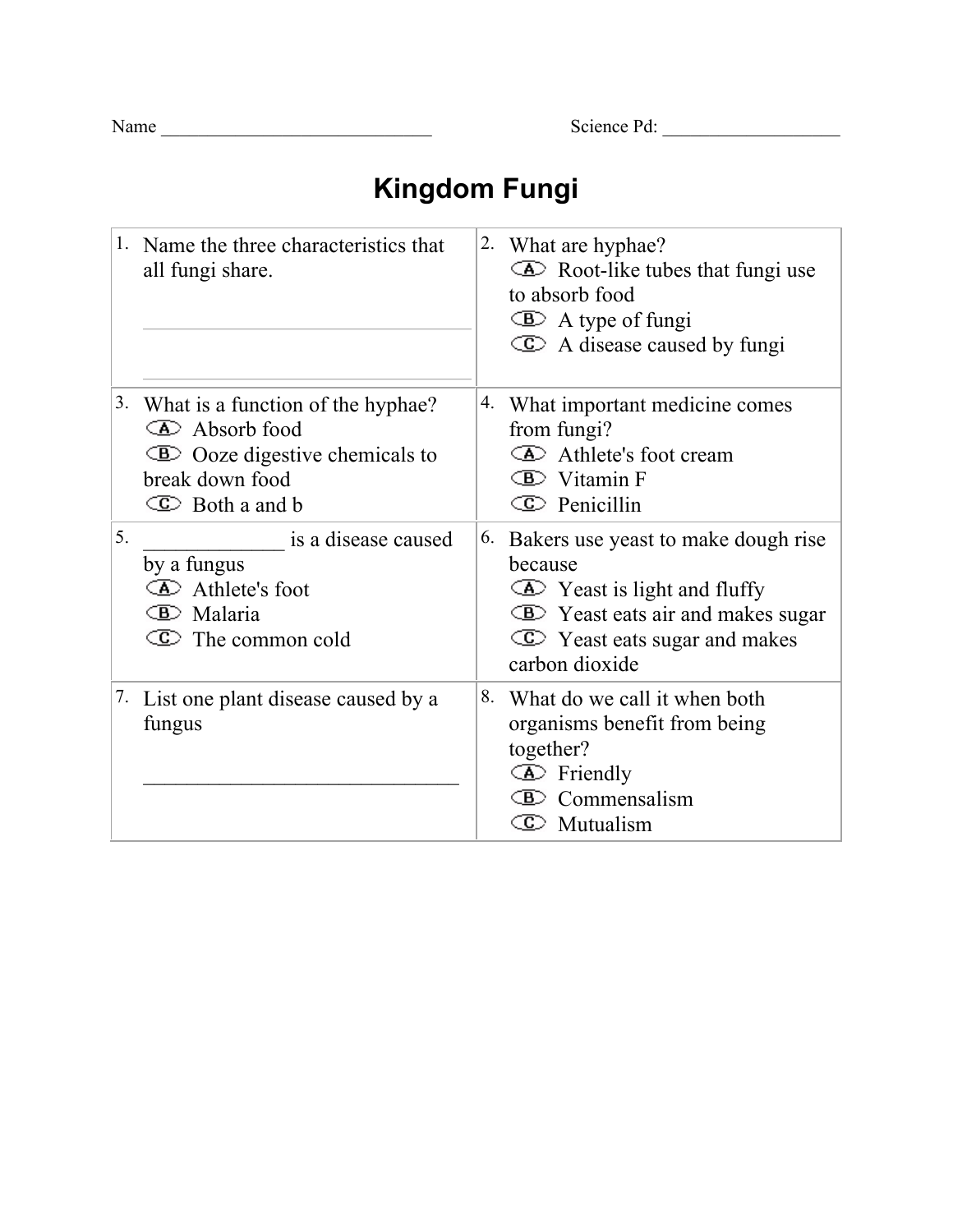Name ______________________________ Science Pd: ___________________

# Kingdom Fungi

1. Name the three characteristics that all fungi share.

   ______________________________

   ______________________________

2. What are hyphae?
   - (A) Root-like tubes that fungi use to absorb food
   - (B) A type of fungi
   - (C) A disease caused by fungi

3. What is a function of the hyphae?
   - (A) Absorb food
   - (B) Ooze digestive chemicals to break down food
   - (C) Both a and b

4. What important medicine comes from fungi?
   - (A) Athlete's foot cream
   - (B) Vitamin F
   - (C) Penicillin

5. _____________ is a disease caused by a fungus
   - (A) Athlete's foot
   - (B) Malaria
   - (C) The common cold

6. Bakers use yeast to make dough rise because
   - (A) Yeast is light and fluffy
   - (B) Yeast eats air and makes sugar
   - (C) Yeast eats sugar and makes carbon dioxide

7. List one plant disease caused by a fungus

   ______________________________

8. What do we call it when both organisms benefit from being together?
   - (A) Friendly
   - (B) Commensalism
   - (C) Mutualism